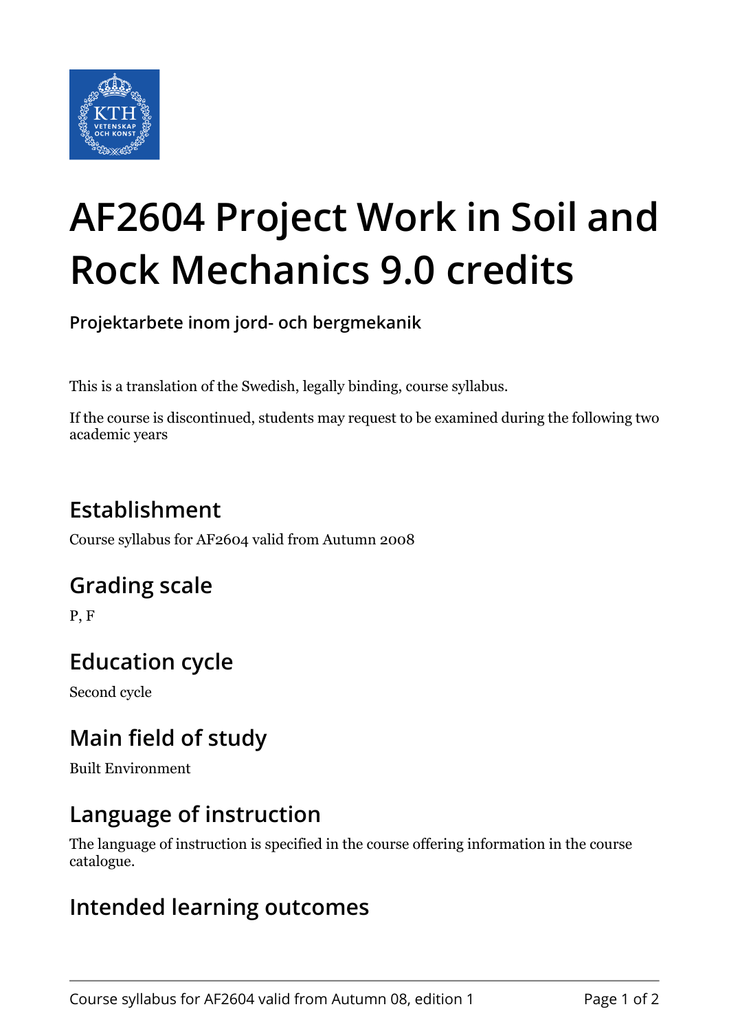# AF2604 Project Work in Soil and Rock Mechanics 9.0 credits

**Projektarbete inom jord- och bergmekanik**

This is a translation of the Swedish, legally binding, course syllabus.

If the course is discontinued, students may request to be examined during the following two academic years

## Establishment

Course syllabus for AF2604 valid from Autumn 2008

## Grading scale

P, F

## Education cycle

Second cycle

## Main field of study

Built Environment

## Language of instruction

The language of instruction is specified in the course offering information in the course catalogue.

## Intended learning outcomes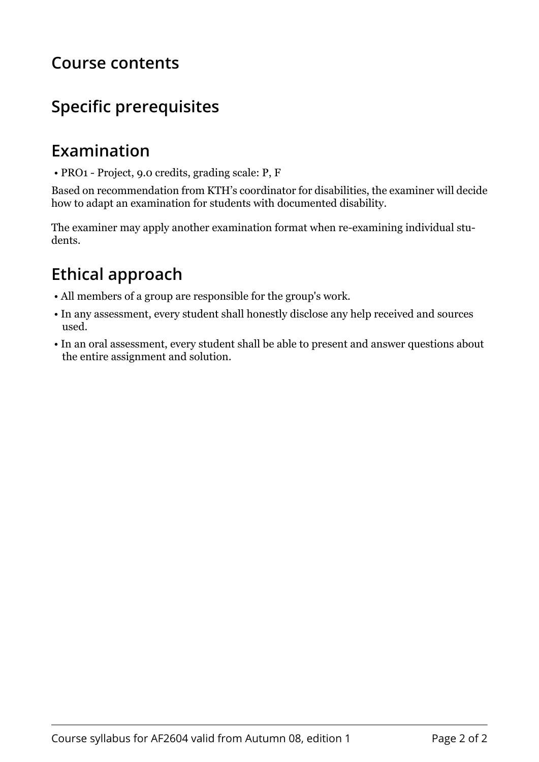## Course contents

## Specific prerequisites

## Examination

- PRO1 - Project, 9.0 credits, grading scale: P, F

Based on recommendation from KTH's coordinator for disabilities, the examiner will decide how to adapt an examination for students with documented disability.

The examiner may apply another examination format when re-examining individual students.

## Ethical approach

- All members of a group are responsible for the group's work.
- In any assessment, every student shall honestly disclose any help received and sources used.
- In an oral assessment, every student shall be able to present and answer questions about the entire assignment and solution.